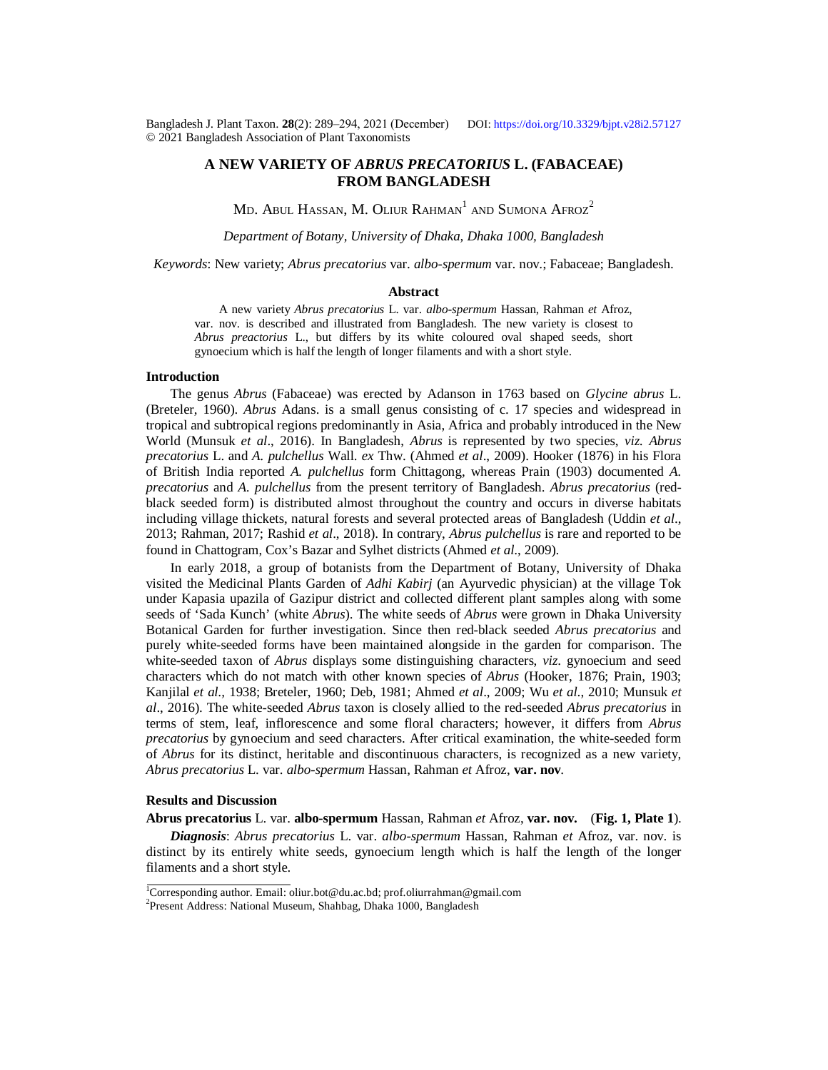# A NEW VARIETY OF *ABRUS PRECATORIUS* L. (FABACEAE) FROM BANGLADESH

Md. Abul Hassan, M. Oliur Rahman[1] and Sumona Afroz[2]

*Department of Botany, University of Dhaka, Dhaka 1000, Bangladesh*

*Keywords*: New variety; *Abrus precatorius* var. *albo-spermum* var. nov.; Fabaceae; Bangladesh.

## Abstract

A new variety *Abrus precatorius* L. var. *albo-spermum* Hassan, Rahman *et* Afroz, var. nov. is described and illustrated from Bangladesh. The new variety is closest to *Abrus preactorius* L., but differs by its white coloured oval shaped seeds, short gynoecium which is half the length of longer filaments and with a short style.

## Introduction

The genus *Abrus* (Fabaceae) was erected by Adanson in 1763 based on *Glycine abrus* L. (Breteler, 1960). *Abrus* Adans. is a small genus consisting of c. 17 species and widespread in tropical and subtropical regions predominantly in Asia, Africa and probably introduced in the New World (Munsuk *et al*., 2016). In Bangladesh, *Abrus* is represented by two species, *viz. Abrus precatorius* L. and *A. pulchellus* Wall. *ex* Thw. (Ahmed *et al*., 2009). Hooker (1876) in his Flora of British India reported *A. pulchellus* form Chittagong, whereas Prain (1903) documented *A. precatorius* and *A. pulchellus* from the present territory of Bangladesh. *Abrus precatorius* (red-black seeded form) is distributed almost throughout the country and occurs in diverse habitats including village thickets, natural forests and several protected areas of Bangladesh (Uddin *et al*., 2013; Rahman, 2017; Rashid *et al*., 2018). In contrary, *Abrus pulchellus* is rare and reported to be found in Chattogram, Cox's Bazar and Sylhet districts (Ahmed *et al*., 2009).

In early 2018, a group of botanists from the Department of Botany, University of Dhaka visited the Medicinal Plants Garden of *Adhi Kabirj* (an Ayurvedic physician) at the village Tok under Kapasia upazila of Gazipur district and collected different plant samples along with some seeds of 'Sada Kunch' (white *Abrus*). The white seeds of *Abrus* were grown in Dhaka University Botanical Garden for further investigation. Since then red-black seeded *Abrus precatorius* and purely white-seeded forms have been maintained alongside in the garden for comparison. The white-seeded taxon of *Abrus* displays some distinguishing characters, *viz*. gynoecium and seed characters which do not match with other known species of *Abrus* (Hooker, 1876; Prain, 1903; Kanjilal *et al.,* 1938; Breteler, 1960; Deb, 1981; Ahmed *et al*., 2009; Wu *et al*., 2010; Munsuk *et al*., 2016). The white-seeded *Abrus* taxon is closely allied to the red-seeded *Abrus precatorius* in terms of stem, leaf, inflorescence and some floral characters; however, it differs from *Abrus precatorius* by gynoecium and seed characters. After critical examination, the white-seeded form of *Abrus* for its distinct, heritable and discontinuous characters, is recognized as a new variety, *Abrus precatorius* L. var. *albo-spermum* Hassan, Rahman *et* Afroz, **var. nov**.

## Results and Discussion

**Abrus precatorius** L. var. **albo-spermum** Hassan, Rahman *et* Afroz, **var. nov.** (**Fig. 1, Plate 1**).

***Diagnosis***: *Abrus precatorius* L. var. *albo-spermum* Hassan, Rahman *et* Afroz, var. nov. is distinct by its entirely white seeds, gynoecium length which is half the length of the longer filaments and a short style.

[1]Corresponding author. Email: oliur.bot@du.ac.bd; prof.oliurrahman@gmail.com

[2]Present Address: National Museum, Shahbag, Dhaka 1000, Bangladesh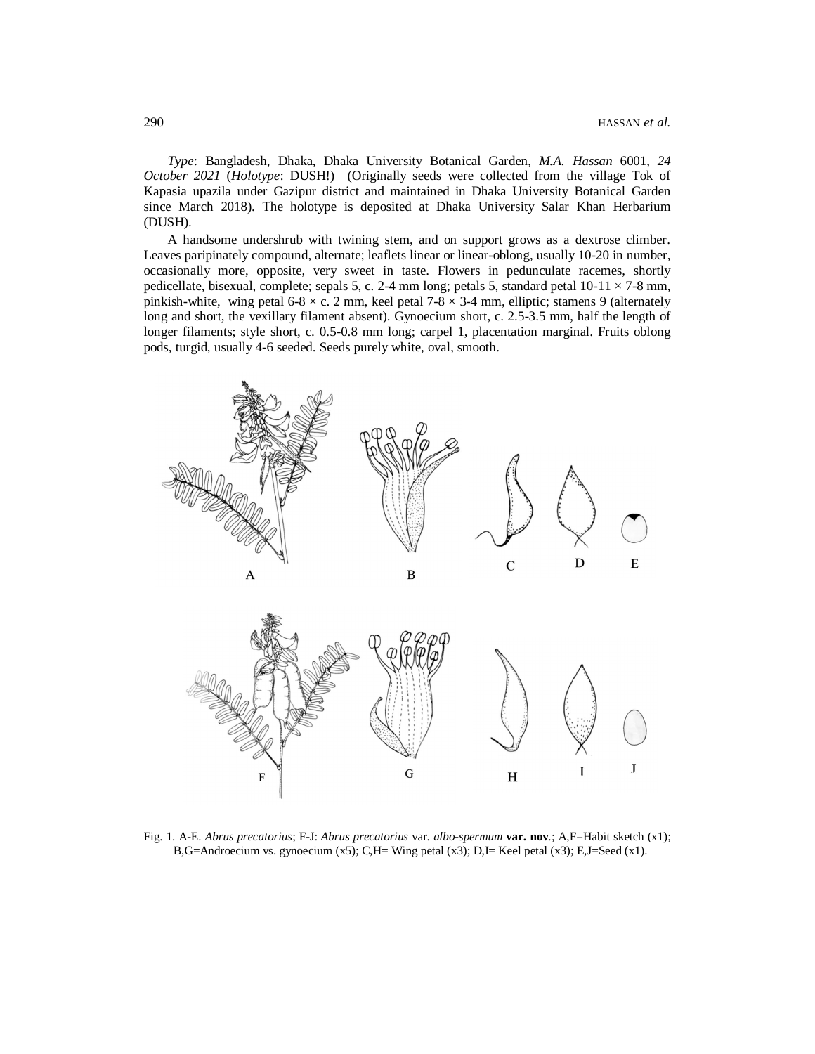*Type*: Bangladesh, Dhaka, Dhaka University Botanical Garden, *M.A. Hassan* 6001, *24 October 2021* (*Holotype*: DUSH!) (Originally seeds were collected from the village Tok of Kapasia upazila under Gazipur district and maintained in Dhaka University Botanical Garden since March 2018). The holotype is deposited at Dhaka University Salar Khan Herbarium (DUSH).

A handsome undershrub with twining stem, and on support grows as a dextrose climber. Leaves paripinately compound, alternate; leaflets linear or linear-oblong, usually 10-20 in number, occasionally more, opposite, very sweet in taste. Flowers in pedunculate racemes, shortly pedicellate, bisexual, complete; sepals 5, c. 2-4 mm long; petals 5, standard petal 10-11 × 7-8 mm, pinkish-white, wing petal 6-8 × c. 2 mm, keel petal 7-8 × 3-4 mm, elliptic; stamens 9 (alternately long and short, the vexillary filament absent). Gynoecium short, c. 2.5-3.5 mm, half the length of longer filaments; style short, c. 0.5-0.8 mm long; carpel 1, placentation marginal. Fruits oblong pods, turgid, usually 4-6 seeded. Seeds purely white, oval, smooth.

Fig. 1. A-E. *Abrus precatorius*; F-J: *Abrus precatorius* var. *albo-spermum* **var. nov**.; A,F=Habit sketch (x1); B,G=Androecium vs. gynoecium (x5); C,H= Wing petal (x3); D,I= Keel petal (x3); E,J=Seed (x1).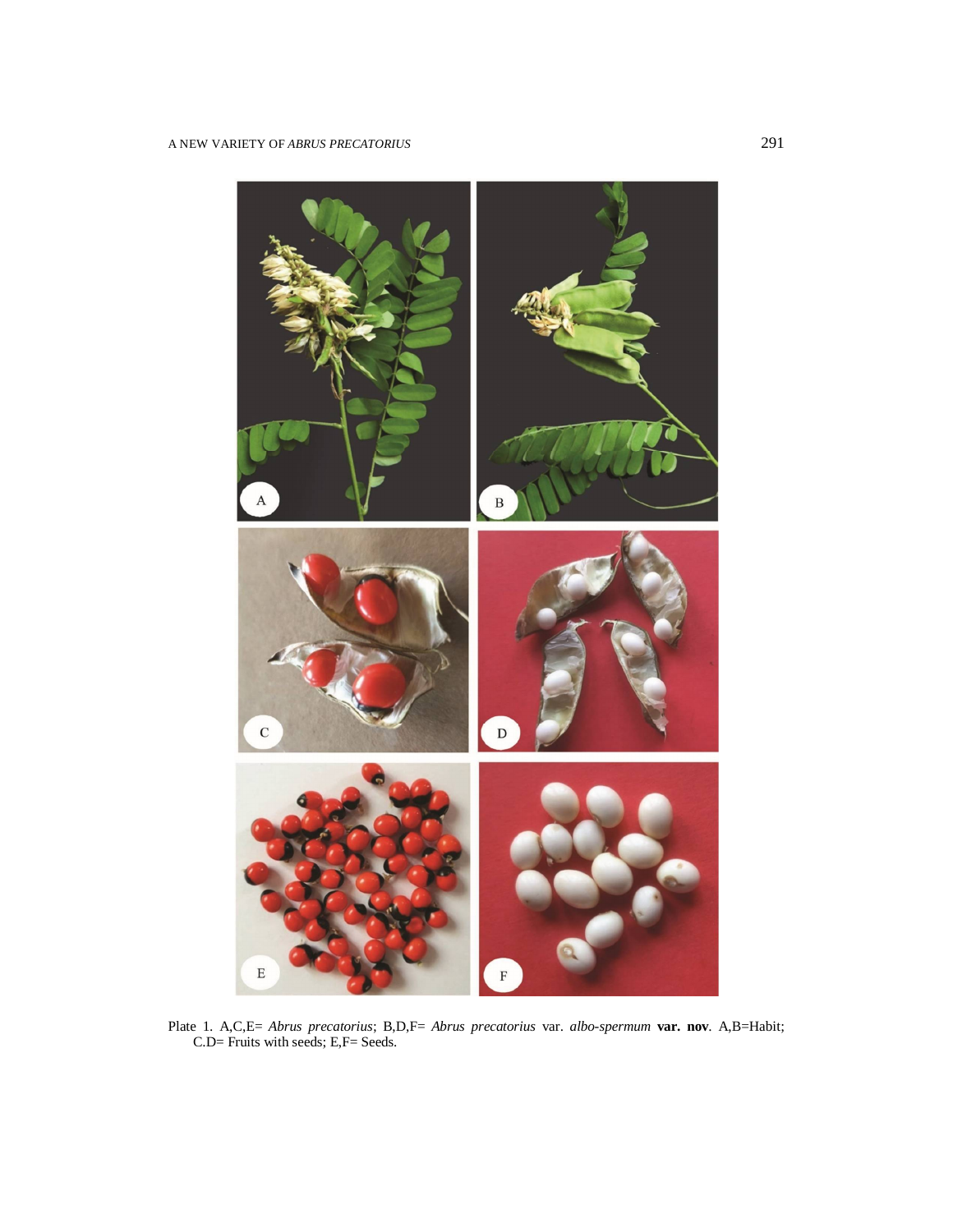Plate 1. A,C,E= *Abrus precatorius*; B,D,F= *Abrus precatorius* var. *albo-spermum* **var. nov**. A,B=Habit; C.D= Fruits with seeds; E,F= Seeds.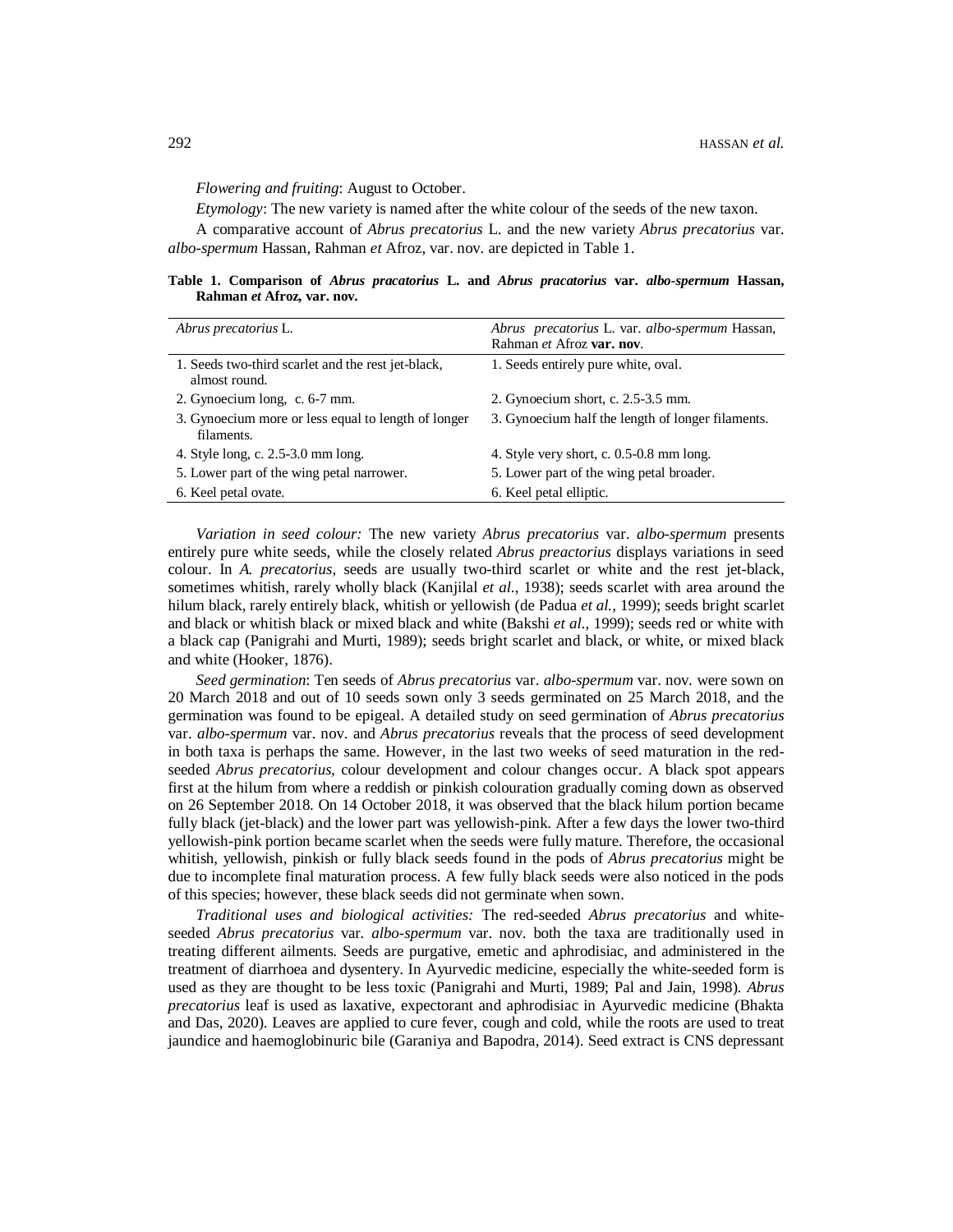*Flowering and fruiting*: August to October.

*Etymology*: The new variety is named after the white colour of the seeds of the new taxon.

A comparative account of *Abrus precatorius* L. and the new variety *Abrus precatorius* var. *albo-spermum* Hassan, Rahman *et* Afroz, var. nov. are depicted in Table 1.

**Table 1. Comparison of *Abrus pracatorius* L. and *Abrus pracatorius* var. *albo-spermum* Hassan, Rahman *et* Afroz, var. nov.**

| *Abrus precatorius* L. | *Abrus precatorius* L. var. *albo-spermum* Hassan, Rahman *et* Afroz **var. nov**. |
|---|---|
| 1. Seeds two-third scarlet and the rest jet-black, almost round. | 1. Seeds entirely pure white, oval. |
| 2. Gynoecium long, c. 6-7 mm. | 2. Gynoecium short, c. 2.5-3.5 mm. |
| 3. Gynoecium more or less equal to length of longer filaments. | 3. Gynoecium half the length of longer filaments. |
| 4. Style long, c. 2.5-3.0 mm long. | 4. Style very short, c. 0.5-0.8 mm long. |
| 5. Lower part of the wing petal narrower. | 5. Lower part of the wing petal broader. |
| 6. Keel petal ovate. | 6. Keel petal elliptic. |

*Variation in seed colour:* The new variety *Abrus precatorius* var. *albo-spermum* presents entirely pure white seeds, while the closely related *Abrus preactorius* displays variations in seed colour. In *A. precatorius,* seeds are usually two-third scarlet or white and the rest jet-black, sometimes whitish, rarely wholly black (Kanjilal *et al.*, 1938); seeds scarlet with area around the hilum black, rarely entirely black, whitish or yellowish (de Padua *et al.*, 1999); seeds bright scarlet and black or whitish black or mixed black and white (Bakshi *et al.*, 1999); seeds red or white with a black cap (Panigrahi and Murti, 1989); seeds bright scarlet and black, or white, or mixed black and white (Hooker, 1876).

*Seed germination*: Ten seeds of *Abrus precatorius* var. *albo-spermum* var. nov. were sown on 20 March 2018 and out of 10 seeds sown only 3 seeds germinated on 25 March 2018, and the germination was found to be epigeal. A detailed study on seed germination of *Abrus precatorius* var. *albo-spermum* var. nov. and *Abrus precatorius* reveals that the process of seed development in both taxa is perhaps the same. However, in the last two weeks of seed maturation in the red-seeded *Abrus precatorius,* colour development and colour changes occur. A black spot appears first at the hilum from where a reddish or pinkish colouration gradually coming down as observed on 26 September 2018. On 14 October 2018, it was observed that the black hilum portion became fully black (jet-black) and the lower part was yellowish-pink. After a few days the lower two-third yellowish-pink portion became scarlet when the seeds were fully mature. Therefore, the occasional whitish, yellowish, pinkish or fully black seeds found in the pods of *Abrus precatorius* might be due to incomplete final maturation process. A few fully black seeds were also noticed in the pods of this species; however, these black seeds did not germinate when sown.

*Traditional uses and biological activities:* The red-seeded *Abrus precatorius* and white-seeded *Abrus precatorius* var. *albo-spermum* var. nov. both the taxa are traditionally used in treating different ailments. Seeds are purgative, emetic and aphrodisiac, and administered in the treatment of diarrhoea and dysentery. In Ayurvedic medicine, especially the white-seeded form is used as they are thought to be less toxic (Panigrahi and Murti, 1989; Pal and Jain, 1998). *Abrus precatorius* leaf is used as laxative, expectorant and aphrodisiac in Ayurvedic medicine (Bhakta and Das, 2020). Leaves are applied to cure fever, cough and cold, while the roots are used to treat jaundice and haemoglobinuric bile (Garaniya and Bapodra, 2014). Seed extract is CNS depressant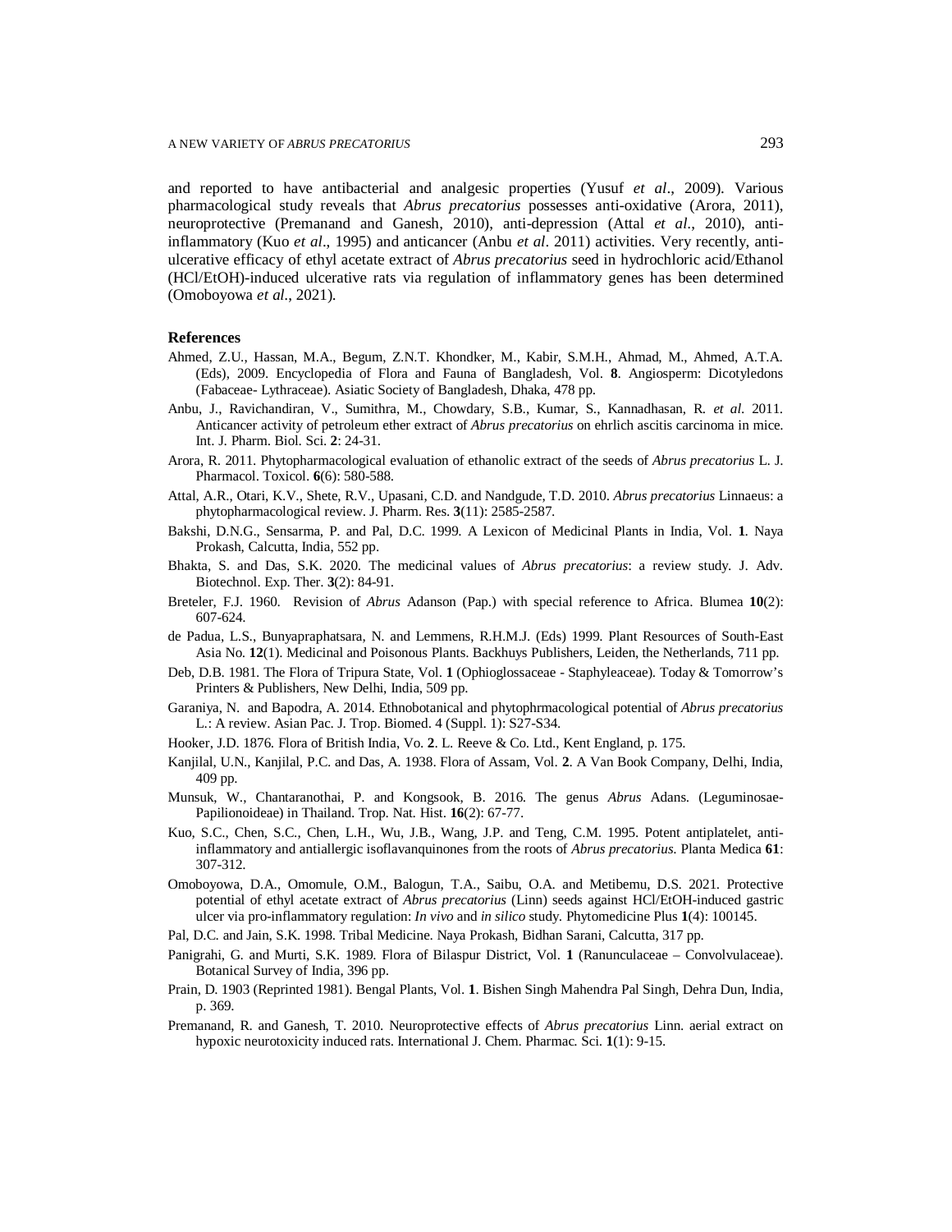and reported to have antibacterial and analgesic properties (Yusuf *et al*., 2009). Various pharmacological study reveals that *Abrus precatorius* possesses anti-oxidative (Arora, 2011), neuroprotective (Premanand and Ganesh, 2010), anti-depression (Attal *et al*., 2010), anti-inflammatory (Kuo *et al*., 1995) and anticancer (Anbu *et al*. 2011) activities. Very recently, anti-ulcerative efficacy of ethyl acetate extract of *Abrus precatorius* seed in hydrochloric acid/Ethanol (HCl/EtOH)-induced ulcerative rats via regulation of inflammatory genes has been determined (Omoboyowa *et al*., 2021).

## References

Ahmed, Z.U., Hassan, M.A., Begum, Z.N.T. Khondker, M., Kabir, S.M.H., Ahmad, M., Ahmed, A.T.A. (Eds), 2009. Encyclopedia of Flora and Fauna of Bangladesh, Vol. **8**. Angiosperm: Dicotyledons (Fabaceae- Lythraceae). Asiatic Society of Bangladesh, Dhaka, 478 pp.

Anbu, J., Ravichandiran, V., Sumithra, M., Chowdary, S.B., Kumar, S., Kannadhasan, R. *et al*. 2011. Anticancer activity of petroleum ether extract of *Abrus precatorius* on ehrlich ascitis carcinoma in mice. Int. J. Pharm. Biol. Sci. **2**: 24-31.

Arora, R. 2011. Phytopharmacological evaluation of ethanolic extract of the seeds of *Abrus precatorius* L. J. Pharmacol. Toxicol. **6**(6): 580-588.

Attal, A.R., Otari, K.V., Shete, R.V., Upasani, C.D. and Nandgude, T.D. 2010. *Abrus precatorius* Linnaeus: a phytopharmacological review. J. Pharm. Res. **3**(11): 2585-2587.

Bakshi, D.N.G., Sensarma, P. and Pal, D.C. 1999. A Lexicon of Medicinal Plants in India, Vol. **1**. Naya Prokash, Calcutta, India, 552 pp.

Bhakta, S. and Das, S.K. 2020. The medicinal values of *Abrus precatorius*: a review study. J. Adv. Biotechnol. Exp. Ther. **3**(2): 84-91.

Breteler, F.J. 1960. Revision of *Abrus* Adanson (Pap.) with special reference to Africa. Blumea **10**(2): 607-624.

de Padua, L.S., Bunyapraphatsara, N. and Lemmens, R.H.M.J. (Eds) 1999. Plant Resources of South-East Asia No. **12**(1). Medicinal and Poisonous Plants. Backhuys Publishers, Leiden, the Netherlands, 711 pp.

Deb, D.B. 1981. The Flora of Tripura State, Vol. **1** (Ophioglossaceae - Staphyleaceae). Today & Tomorrow's Printers & Publishers, New Delhi, India, 509 pp.

Garaniya, N. and Bapodra, A. 2014. Ethnobotanical and phytophrmacological potential of *Abrus precatorius* L.: A review. Asian Pac. J. Trop. Biomed. 4 (Suppl. 1): S27-S34.

Hooker, J.D. 1876. Flora of British India, Vo. **2**. L. Reeve & Co. Ltd., Kent England, p. 175.

Kanjilal, U.N., Kanjilal, P.C. and Das, A. 1938. Flora of Assam, Vol. **2**. A Van Book Company, Delhi, India, 409 pp.

Munsuk, W., Chantaranothai, P. and Kongsook, B. 2016. The genus *Abrus* Adans. (Leguminosae-Papilionoideae) in Thailand. Trop. Nat. Hist. **16**(2): 67-77.

Kuo, S.C., Chen, S.C., Chen, L.H., Wu, J.B., Wang, J.P. and Teng, C.M. 1995. Potent antiplatelet, anti-inflammatory and antiallergic isoflavanquinones from the roots of *Abrus precatorius*. Planta Medica **61**: 307-312.

Omoboyowa, D.A., Omomule, O.M., Balogun, T.A., Saibu, O.A. and Metibemu, D.S. 2021. Protective potential of ethyl acetate extract of *Abrus precatorius* (Linn) seeds against HCl/EtOH-induced gastric ulcer via pro-inflammatory regulation: *In vivo* and *in silico* study. Phytomedicine Plus **1**(4): 100145.

Pal, D.C. and Jain, S.K. 1998. Tribal Medicine. Naya Prokash, Bidhan Sarani, Calcutta, 317 pp.

Panigrahi, G. and Murti, S.K. 1989. Flora of Bilaspur District, Vol. **1** (Ranunculaceae – Convolvulaceae). Botanical Survey of India, 396 pp.

Prain, D. 1903 (Reprinted 1981). Bengal Plants, Vol. **1**. Bishen Singh Mahendra Pal Singh, Dehra Dun, India, p. 369.

Premanand, R. and Ganesh, T. 2010. Neuroprotective effects of *Abrus precatorius* Linn. aerial extract on hypoxic neurotoxicity induced rats. International J. Chem. Pharmac. Sci. **1**(1): 9-15.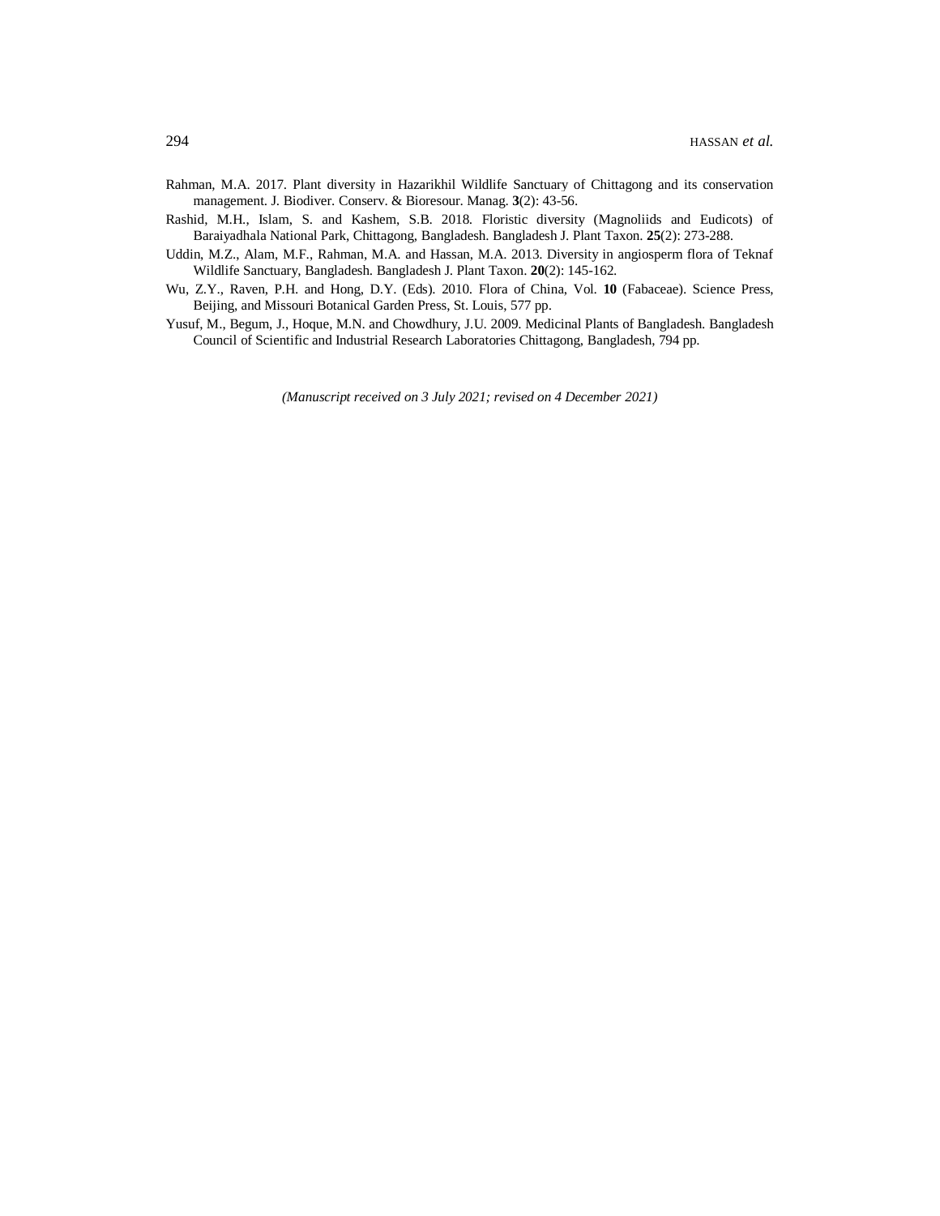Rahman, M.A. 2017. Plant diversity in Hazarikhil Wildlife Sanctuary of Chittagong and its conservation management. J. Biodiver. Conserv. & Bioresour. Manag. **3**(2): 43-56.

Rashid, M.H., Islam, S. and Kashem, S.B. 2018. Floristic diversity (Magnoliids and Eudicots) of Baraiyadhala National Park, Chittagong, Bangladesh. Bangladesh J. Plant Taxon. **25**(2): 273-288.

Uddin, M.Z., Alam, M.F., Rahman, M.A. and Hassan, M.A. 2013. Diversity in angiosperm flora of Teknaf Wildlife Sanctuary, Bangladesh. Bangladesh J. Plant Taxon. **20**(2): 145-162.

Wu, Z.Y., Raven, P.H. and Hong, D.Y. (Eds). 2010. Flora of China, Vol. **10** (Fabaceae). Science Press, Beijing, and Missouri Botanical Garden Press, St. Louis, 577 pp.

Yusuf, M., Begum, J., Hoque, M.N. and Chowdhury, J.U. 2009. Medicinal Plants of Bangladesh. Bangladesh Council of Scientific and Industrial Research Laboratories Chittagong, Bangladesh, 794 pp.

*(Manuscript received on 3 July 2021; revised on 4 December 2021)*